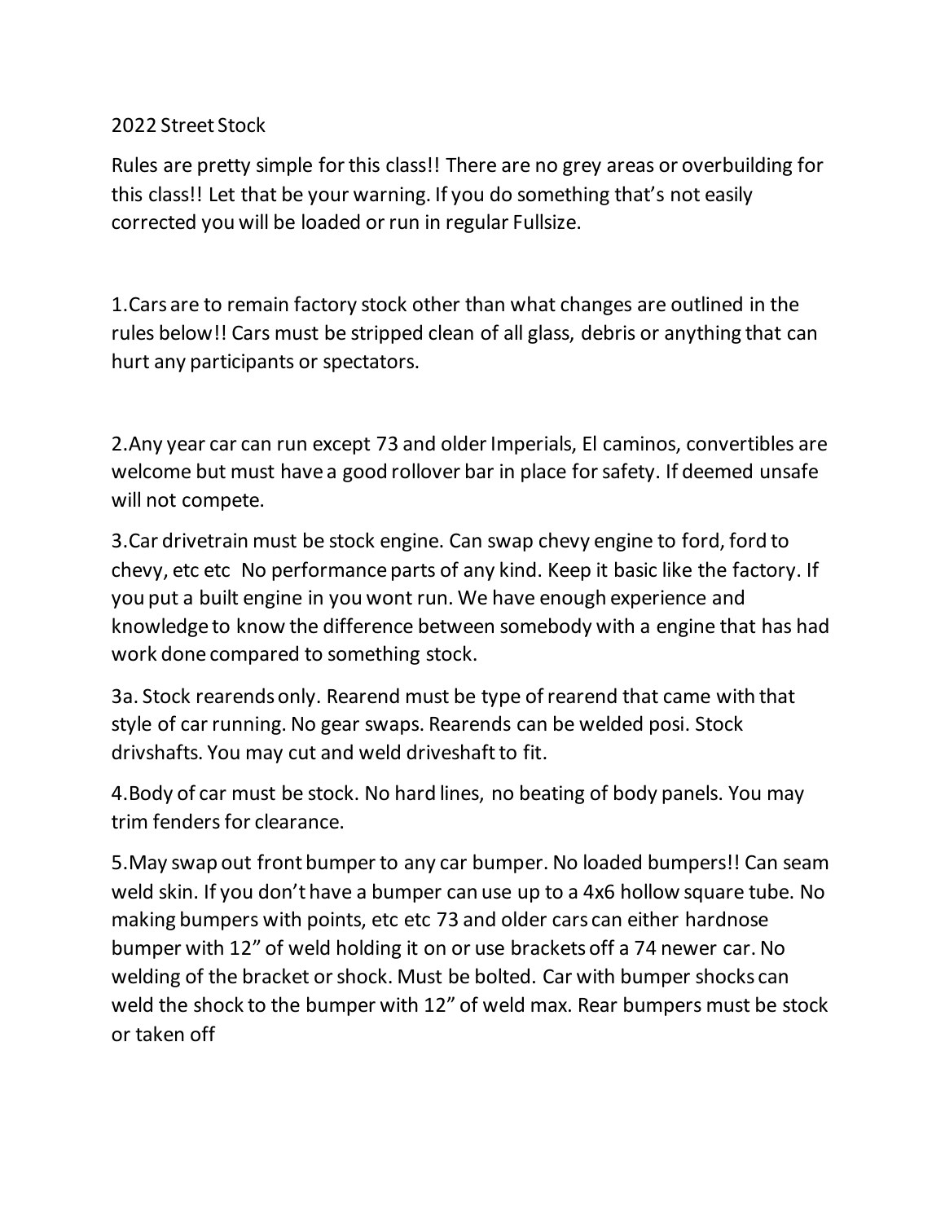# 2022 Street Stock

Rules are pretty simple for this class!! There are no grey areas or overbuilding for this class!! Let that be your warning. If you do something that's not easily corrected you will be loaded or run in regular Fullsize.

1.Cars are to remain factory stock other than what changes are outlined in the rules below!! Cars must be stripped clean of all glass, debris or anything that can hurt any participants or spectators.

2.Any year car can run except 73 and older Imperials, El caminos, convertibles are welcome but must have a good rollover bar in place for safety. If deemed unsafe will not compete.

3.Car drivetrain must be stock engine. Can swap chevy engine to ford, ford to chevy, etc etc No performance parts of any kind. Keep it basic like the factory. If you put a built engine in you wont run. We have enough experience and knowledge to know the difference between somebody with a engine that has had work done compared to something stock.

3a. Stock rearends only. Rearend must be type of rearend that came with that style of car running. No gear swaps. Rearends can be welded posi. Stock drivshafts. You may cut and weld driveshaft to fit.

4.Body of car must be stock. No hard lines, no beating of body panels. You may trim fenders for clearance.

5.May swap out front bumper to any car bumper. No loaded bumpers!! Can seam weld skin. If you don't have a bumper can use up to a 4x6 hollow square tube. No making bumpers with points, etc etc 73 and older cars can either hardnose bumper with 12" of weld holding it on or use brackets off a 74 newer car. No welding of the bracket or shock. Must be bolted. Car with bumper shocks can weld the shock to the bumper with 12" of weld max. Rear bumpers must be stock or taken off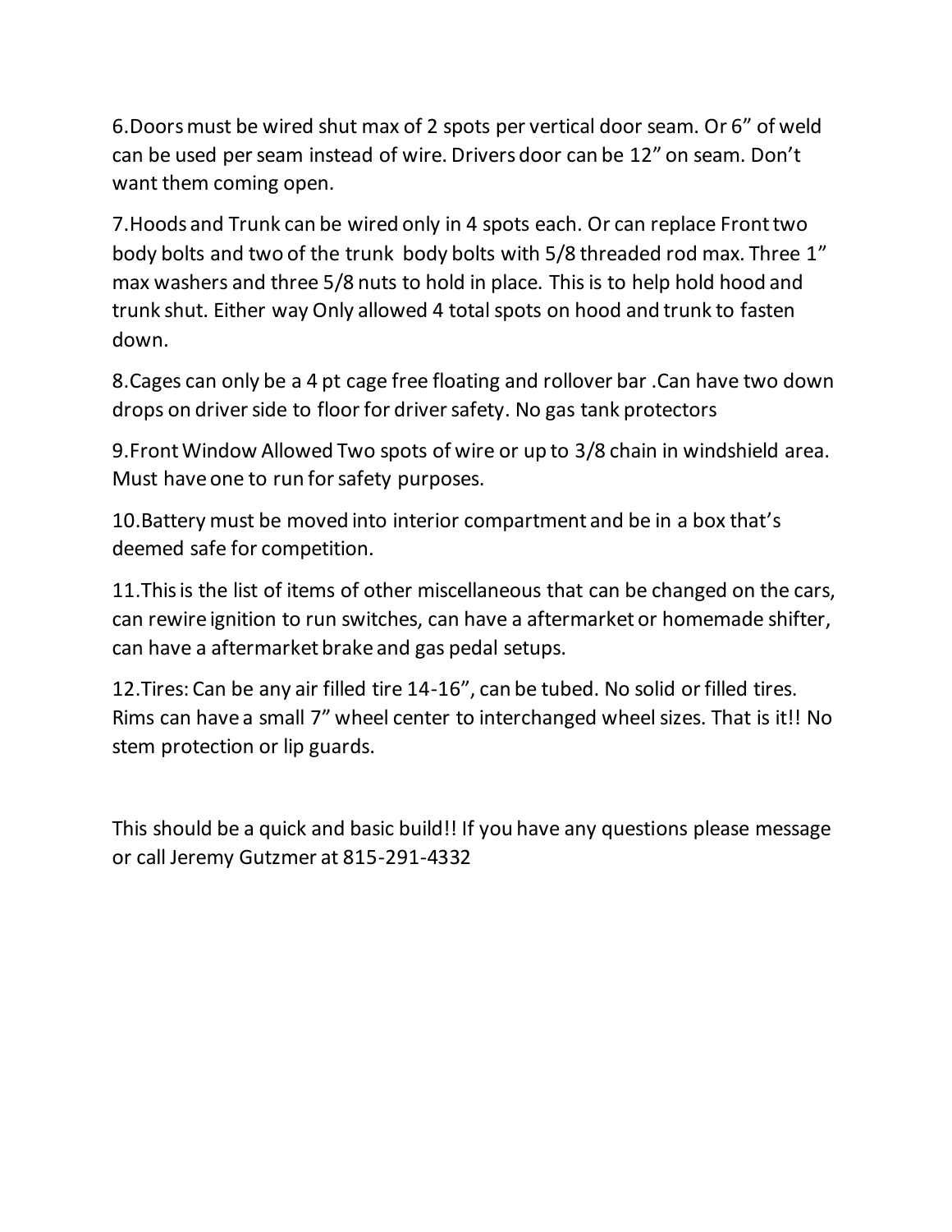6.Doors must be wired shut max of 2 spots per vertical door seam. Or 6" of weld can be used per seam instead of wire. Drivers door can be 12" on seam. Don't want them coming open.

7.Hoods and Trunk can be wired only in 4 spots each. Or can replace Front two body bolts and two of the trunk body bolts with 5/8 threaded rod max. Three 1" max washers and three 5/8 nuts to hold in place. This is to help hold hood and trunk shut. Either way Only allowed 4 total spots on hood and trunk to fasten down.

8.Cages can only be a 4 pt cage free floating and rollover bar .Can have two down drops on driver side to floor for driver safety. No gas tank protectors

9.Front Window Allowed Two spots of wire or up to 3/8 chain in windshield area. Must have one to run for safety purposes.

10.Battery must be moved into interior compartment and be in a box that's deemed safe for competition.

11.This is the list of items of other miscellaneous that can be changed on the cars, can rewire ignition to run switches, can have a aftermarket or homemade shifter, can have a aftermarket brake and gas pedal setups.

12.Tires: Can be any air filled tire 14-16", can be tubed. No solid or filled tires. Rims can have a small 7" wheel center to interchanged wheel sizes. That is it!! No stem protection or lip guards.

This should be a quick and basic build!! If you have any questions please message or call Jeremy Gutzmer at 815-291-4332